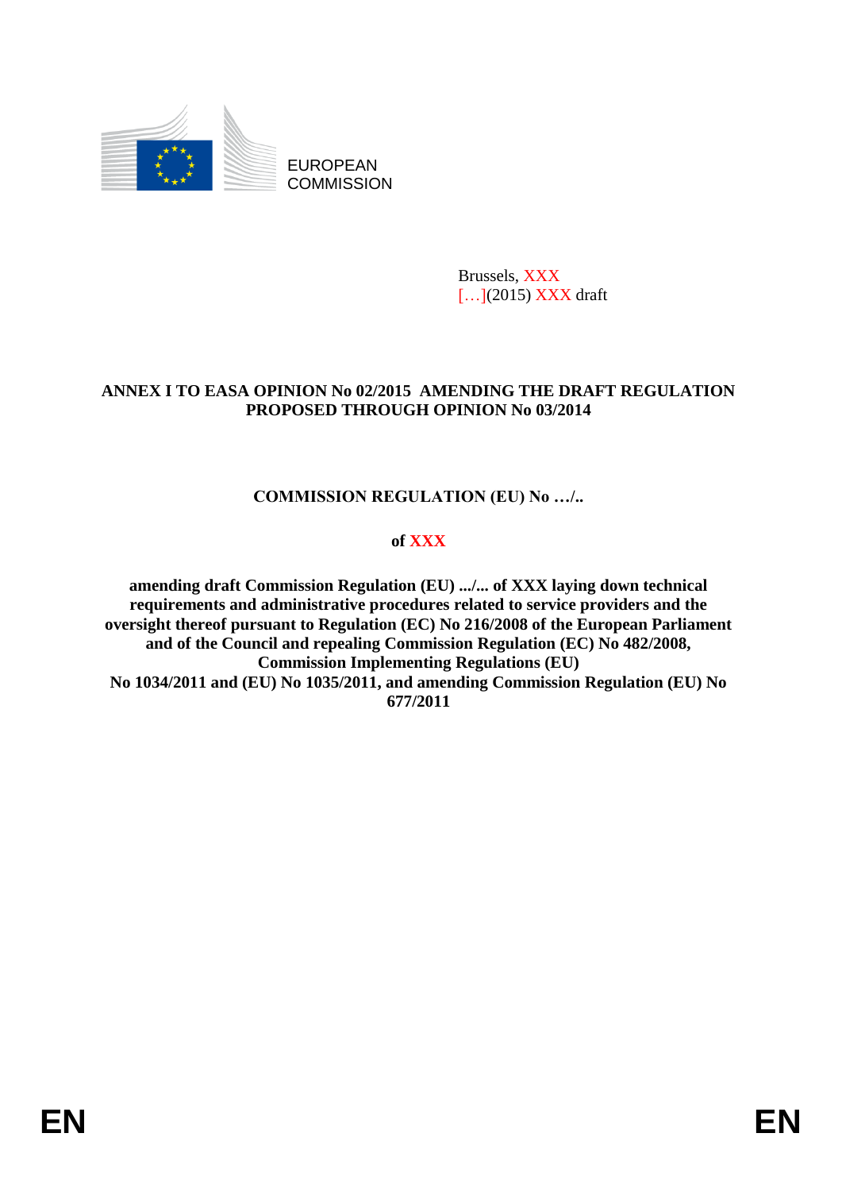EUROPEAN COMMISSION

Brussels, XXX
[…](2015) XXX draft

**ANNEX I TO EASA OPINION No 02/2015 AMENDING THE DRAFT REGULATION PROPOSED THROUGH OPINION No 03/2014**

**COMMISSION REGULATION (EU) No …/..**

**of XXX**

**amending draft Commission Regulation (EU) .../... of XXX laying down technical requirements and administrative procedures related to service providers and the oversight thereof pursuant to Regulation (EC) No 216/2008 of the European Parliament and of the Council and repealing Commission Regulation (EC) No 482/2008, Commission Implementing Regulations (EU) No 1034/2011 and (EU) No 1035/2011, and amending Commission Regulation (EU) No 677/2011**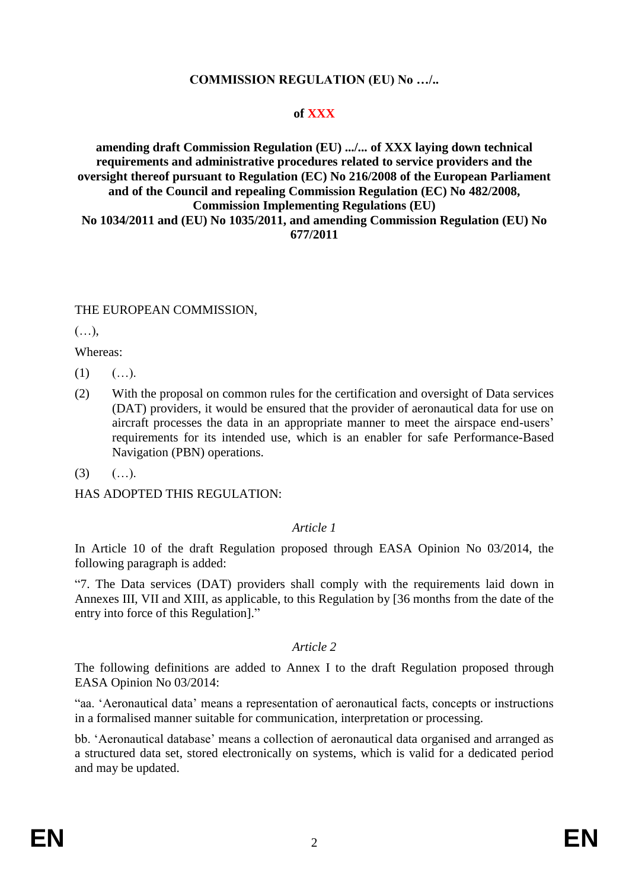**COMMISSION REGULATION (EU) No …/..**

**of XXX**

**amending draft Commission Regulation (EU) .../... of XXX laying down technical requirements and administrative procedures related to service providers and the oversight thereof pursuant to Regulation (EC) No 216/2008 of the European Parliament and of the Council and repealing Commission Regulation (EC) No 482/2008, Commission Implementing Regulations (EU) No 1034/2011 and (EU) No 1035/2011, and amending Commission Regulation (EU) No 677/2011**

THE EUROPEAN COMMISSION,

(…),

Whereas:

(1) (…).

(2) With the proposal on common rules for the certification and oversight of Data services (DAT) providers, it would be ensured that the provider of aeronautical data for use on aircraft processes the data in an appropriate manner to meet the airspace end-users' requirements for its intended use, which is an enabler for safe Performance-Based Navigation (PBN) operations.

(3) (…).

HAS ADOPTED THIS REGULATION:

*Article 1*

In Article 10 of the draft Regulation proposed through EASA Opinion No 03/2014, the following paragraph is added:

"7. The Data services (DAT) providers shall comply with the requirements laid down in Annexes III, VII and XIII, as applicable, to this Regulation by [36 months from the date of the entry into force of this Regulation]."

*Article 2*

The following definitions are added to Annex I to the draft Regulation proposed through EASA Opinion No 03/2014:

"aa. 'Aeronautical data' means a representation of aeronautical facts, concepts or instructions in a formalised manner suitable for communication, interpretation or processing.

bb. 'Aeronautical database' means a collection of aeronautical data organised and arranged as a structured data set, stored electronically on systems, which is valid for a dedicated period and may be updated.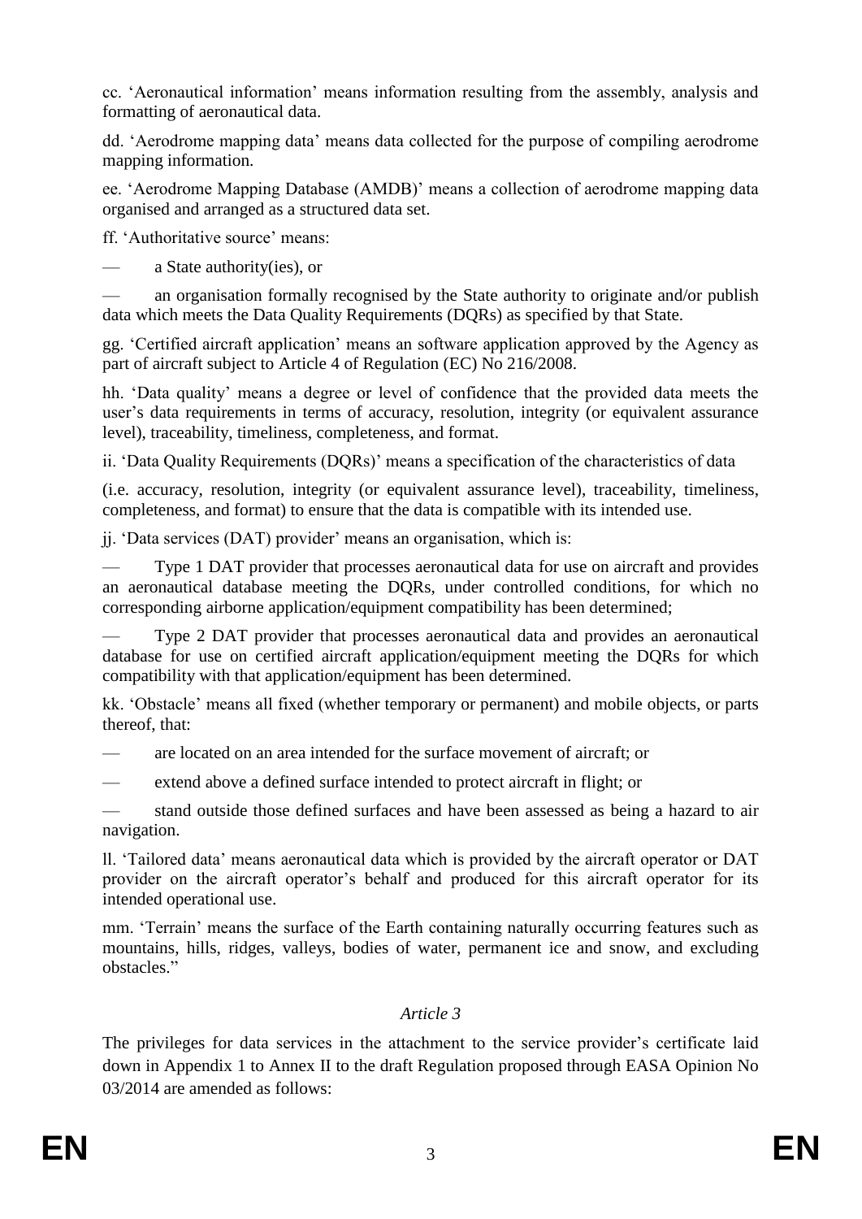cc. 'Aeronautical information' means information resulting from the assembly, analysis and formatting of aeronautical data.

dd. 'Aerodrome mapping data' means data collected for the purpose of compiling aerodrome mapping information.

ee. 'Aerodrome Mapping Database (AMDB)' means a collection of aerodrome mapping data organised and arranged as a structured data set.

ff. 'Authoritative source' means:

— a State authority(ies), or

— an organisation formally recognised by the State authority to originate and/or publish data which meets the Data Quality Requirements (DQRs) as specified by that State.

gg. 'Certified aircraft application' means an software application approved by the Agency as part of aircraft subject to Article 4 of Regulation (EC) No 216/2008.

hh. 'Data quality' means a degree or level of confidence that the provided data meets the user's data requirements in terms of accuracy, resolution, integrity (or equivalent assurance level), traceability, timeliness, completeness, and format.

ii. 'Data Quality Requirements (DQRs)' means a specification of the characteristics of data

(i.e. accuracy, resolution, integrity (or equivalent assurance level), traceability, timeliness, completeness, and format) to ensure that the data is compatible with its intended use.

jj. 'Data services (DAT) provider' means an organisation, which is:

— Type 1 DAT provider that processes aeronautical data for use on aircraft and provides an aeronautical database meeting the DQRs, under controlled conditions, for which no corresponding airborne application/equipment compatibility has been determined;

— Type 2 DAT provider that processes aeronautical data and provides an aeronautical database for use on certified aircraft application/equipment meeting the DQRs for which compatibility with that application/equipment has been determined.

kk. 'Obstacle' means all fixed (whether temporary or permanent) and mobile objects, or parts thereof, that:

— are located on an area intended for the surface movement of aircraft; or

— extend above a defined surface intended to protect aircraft in flight; or

— stand outside those defined surfaces and have been assessed as being a hazard to air navigation.

ll. 'Tailored data' means aeronautical data which is provided by the aircraft operator or DAT provider on the aircraft operator's behalf and produced for this aircraft operator for its intended operational use.

mm. 'Terrain' means the surface of the Earth containing naturally occurring features such as mountains, hills, ridges, valleys, bodies of water, permanent ice and snow, and excluding obstacles."

*Article 3*

The privileges for data services in the attachment to the service provider's certificate laid down in Appendix 1 to Annex II to the draft Regulation proposed through EASA Opinion No 03/2014 are amended as follows: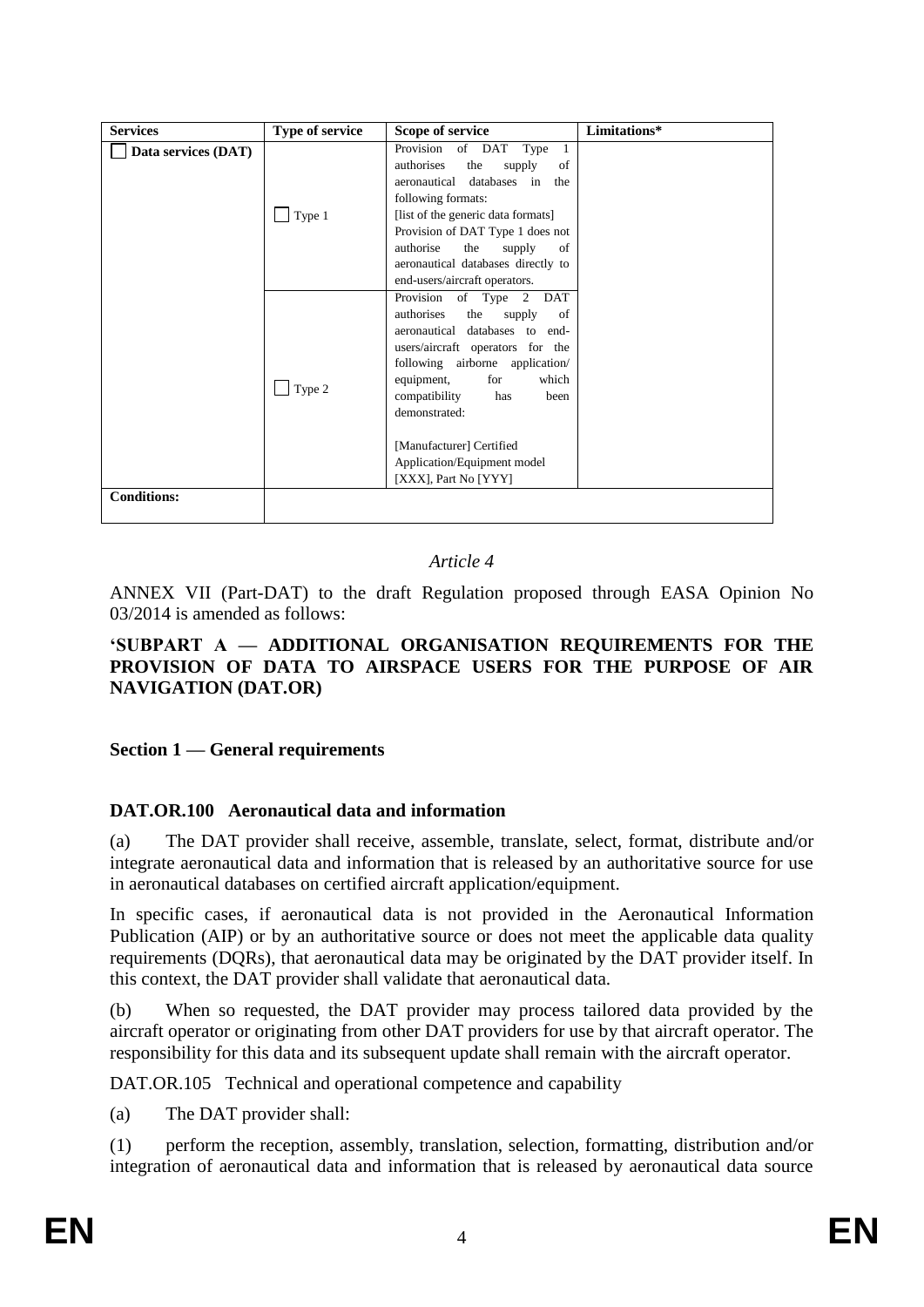| Services | Type of service | Scope of service | Limitations* |
| --- | --- | --- | --- |
| ☐ Data services (DAT) | ☐ Type 1 | Provision of DAT Type 1 authorises the supply of aeronautical databases in the following formats: [list of the generic data formats] Provision of DAT Type 1 does not authorise the supply of aeronautical databases directly to end-users/aircraft operators. | |
| | ☐ Type 2 | Provision of Type 2 DAT authorises the supply of aeronautical databases to end-users/aircraft operators for the following airborne application/ equipment, for which compatibility has been demonstrated: [Manufacturer] Certified Application/Equipment model [XXX], Part No [YYY] | |
| **Conditions:** | | | |

*Article 4*

ANNEX VII (Part-DAT) to the draft Regulation proposed through EASA Opinion No 03/2014 is amended as follows:

**'SUBPART A — ADDITIONAL ORGANISATION REQUIREMENTS FOR THE PROVISION OF DATA TO AIRSPACE USERS FOR THE PURPOSE OF AIR NAVIGATION (DAT.OR)**

**Section 1 — General requirements**

**DAT.OR.100 Aeronautical data and information**

(a) The DAT provider shall receive, assemble, translate, select, format, distribute and/or integrate aeronautical data and information that is released by an authoritative source for use in aeronautical databases on certified aircraft application/equipment.

In specific cases, if aeronautical data is not provided in the Aeronautical Information Publication (AIP) or by an authoritative source or does not meet the applicable data quality requirements (DQRs), that aeronautical data may be originated by the DAT provider itself. In this context, the DAT provider shall validate that aeronautical data.

(b) When so requested, the DAT provider may process tailored data provided by the aircraft operator or originating from other DAT providers for use by that aircraft operator. The responsibility for this data and its subsequent update shall remain with the aircraft operator.

DAT.OR.105 Technical and operational competence and capability

(a) The DAT provider shall:

(1) perform the reception, assembly, translation, selection, formatting, distribution and/or integration of aeronautical data and information that is released by aeronautical data source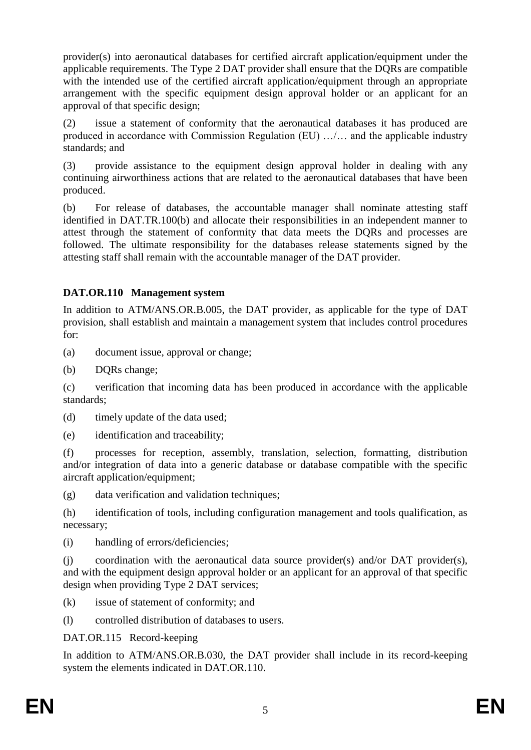provider(s) into aeronautical databases for certified aircraft application/equipment under the applicable requirements. The Type 2 DAT provider shall ensure that the DQRs are compatible with the intended use of the certified aircraft application/equipment through an appropriate arrangement with the specific equipment design approval holder or an applicant for an approval of that specific design;

(2) issue a statement of conformity that the aeronautical databases it has produced are produced in accordance with Commission Regulation (EU) …/… and the applicable industry standards; and

(3) provide assistance to the equipment design approval holder in dealing with any continuing airworthiness actions that are related to the aeronautical databases that have been produced.

(b) For release of databases, the accountable manager shall nominate attesting staff identified in DAT.TR.100(b) and allocate their responsibilities in an independent manner to attest through the statement of conformity that data meets the DQRs and processes are followed. The ultimate responsibility for the databases release statements signed by the attesting staff shall remain with the accountable manager of the DAT provider.

**DAT.OR.110 Management system**

In addition to ATM/ANS.OR.B.005, the DAT provider, as applicable for the type of DAT provision, shall establish and maintain a management system that includes control procedures for:

(a) document issue, approval or change;

(b) DQRs change;

(c) verification that incoming data has been produced in accordance with the applicable standards;

(d) timely update of the data used;

(e) identification and traceability;

(f) processes for reception, assembly, translation, selection, formatting, distribution and/or integration of data into a generic database or database compatible with the specific aircraft application/equipment;

(g) data verification and validation techniques;

(h) identification of tools, including configuration management and tools qualification, as necessary;

(i) handling of errors/deficiencies;

(j) coordination with the aeronautical data source provider(s) and/or DAT provider(s), and with the equipment design approval holder or an applicant for an approval of that specific design when providing Type 2 DAT services;

(k) issue of statement of conformity; and

(l) controlled distribution of databases to users.

DAT.OR.115 Record-keeping

In addition to ATM/ANS.OR.B.030, the DAT provider shall include in its record-keeping system the elements indicated in DAT.OR.110.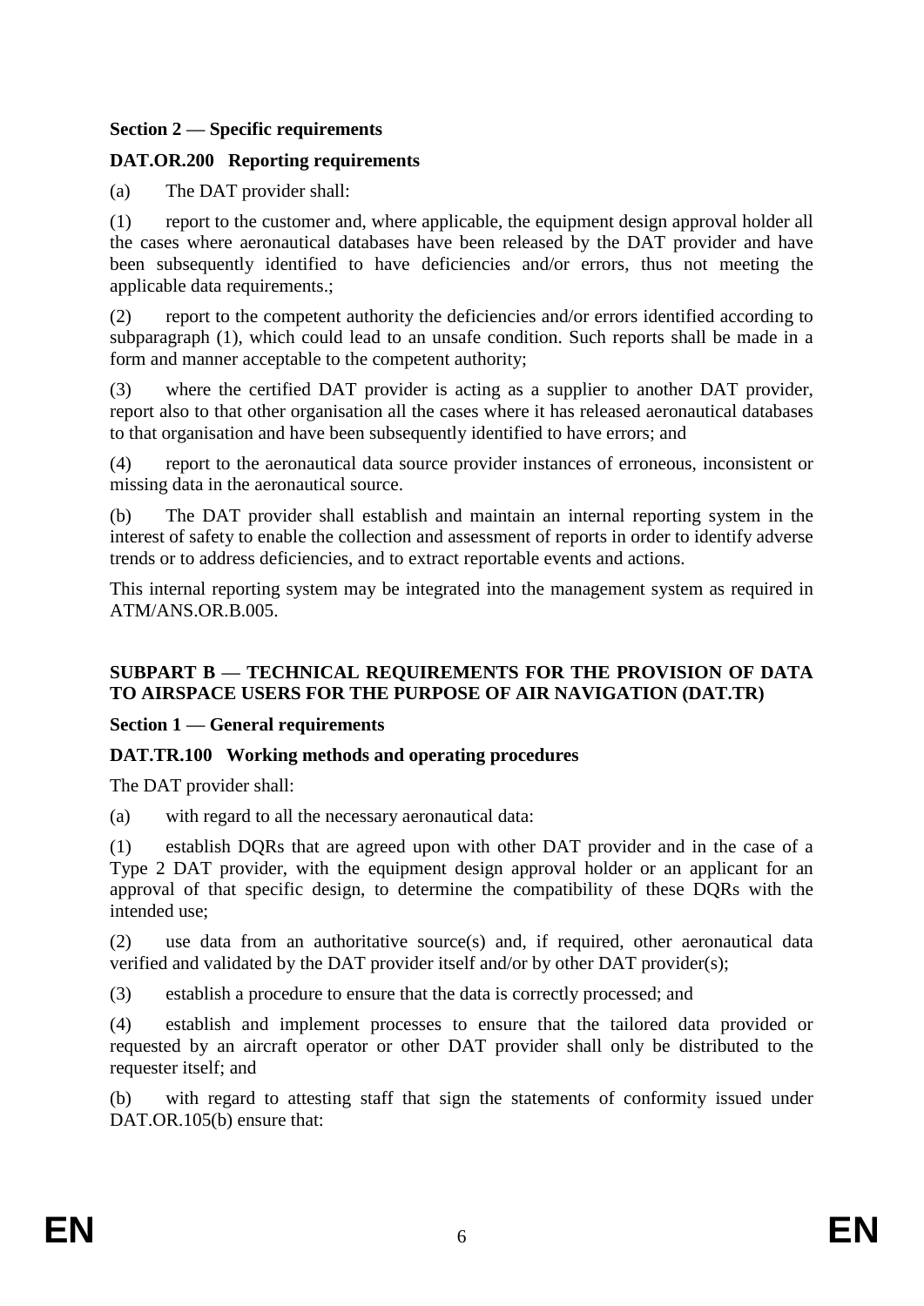**Section 2 — Specific requirements**

**DAT.OR.200 Reporting requirements**

(a) The DAT provider shall:

(1) report to the customer and, where applicable, the equipment design approval holder all the cases where aeronautical databases have been released by the DAT provider and have been subsequently identified to have deficiencies and/or errors, thus not meeting the applicable data requirements.;

(2) report to the competent authority the deficiencies and/or errors identified according to subparagraph (1), which could lead to an unsafe condition. Such reports shall be made in a form and manner acceptable to the competent authority;

(3) where the certified DAT provider is acting as a supplier to another DAT provider, report also to that other organisation all the cases where it has released aeronautical databases to that organisation and have been subsequently identified to have errors; and

(4) report to the aeronautical data source provider instances of erroneous, inconsistent or missing data in the aeronautical source.

(b) The DAT provider shall establish and maintain an internal reporting system in the interest of safety to enable the collection and assessment of reports in order to identify adverse trends or to address deficiencies, and to extract reportable events and actions.

This internal reporting system may be integrated into the management system as required in ATM/ANS.OR.B.005.

**SUBPART B — TECHNICAL REQUIREMENTS FOR THE PROVISION OF DATA TO AIRSPACE USERS FOR THE PURPOSE OF AIR NAVIGATION (DAT.TR)**

**Section 1 — General requirements**

**DAT.TR.100 Working methods and operating procedures**

The DAT provider shall:

(a) with regard to all the necessary aeronautical data:

(1) establish DQRs that are agreed upon with other DAT provider and in the case of a Type 2 DAT provider, with the equipment design approval holder or an applicant for an approval of that specific design, to determine the compatibility of these DQRs with the intended use;

(2) use data from an authoritative source(s) and, if required, other aeronautical data verified and validated by the DAT provider itself and/or by other DAT provider(s);

(3) establish a procedure to ensure that the data is correctly processed; and

(4) establish and implement processes to ensure that the tailored data provided or requested by an aircraft operator or other DAT provider shall only be distributed to the requester itself; and

(b) with regard to attesting staff that sign the statements of conformity issued under DAT.OR.105(b) ensure that: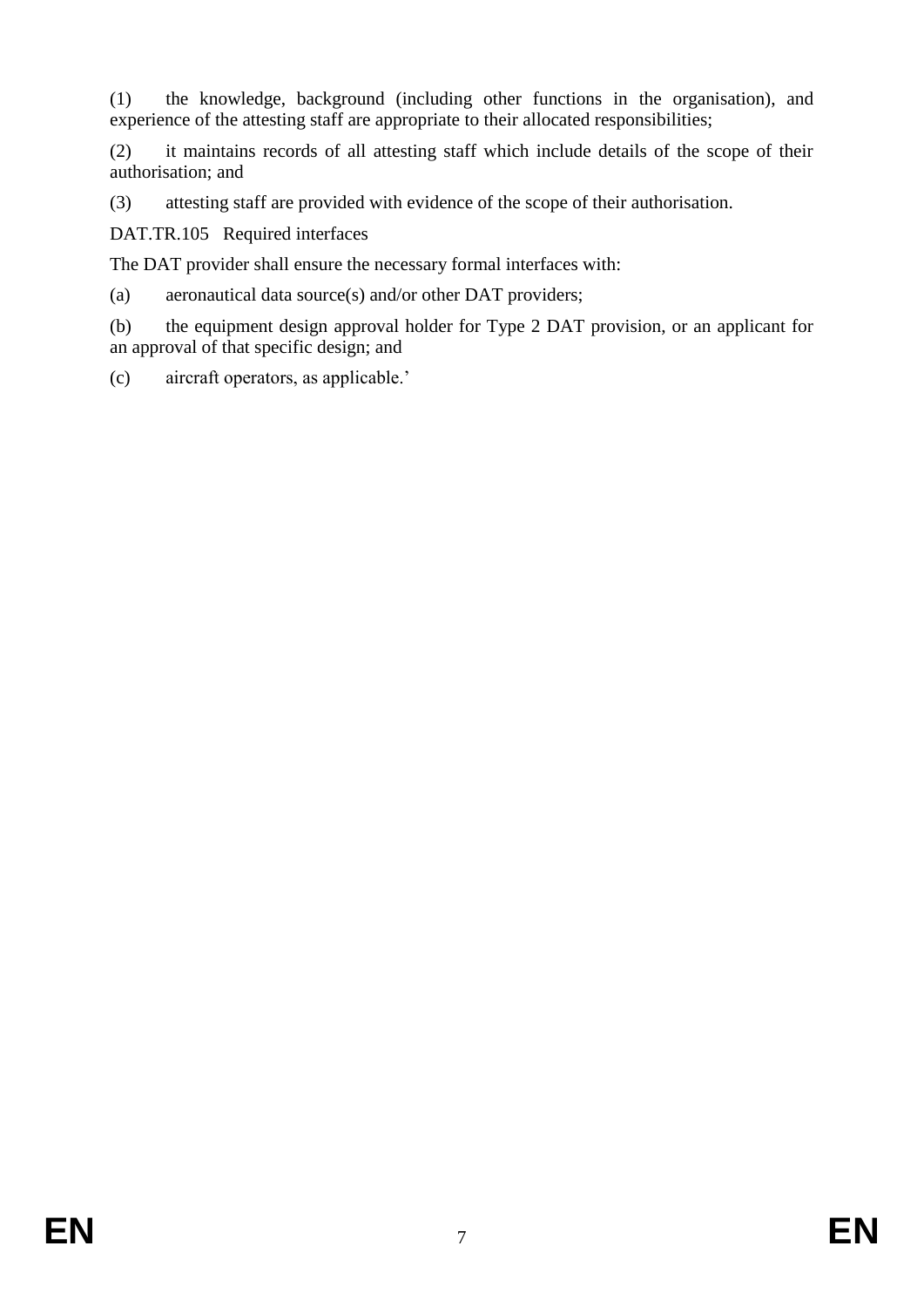(1) the knowledge, background (including other functions in the organisation), and experience of the attesting staff are appropriate to their allocated responsibilities;

(2) it maintains records of all attesting staff which include details of the scope of their authorisation; and

(3) attesting staff are provided with evidence of the scope of their authorisation.

DAT.TR.105 Required interfaces

The DAT provider shall ensure the necessary formal interfaces with:

(a) aeronautical data source(s) and/or other DAT providers;

(b) the equipment design approval holder for Type 2 DAT provision, or an applicant for an approval of that specific design; and

(c) aircraft operators, as applicable.'